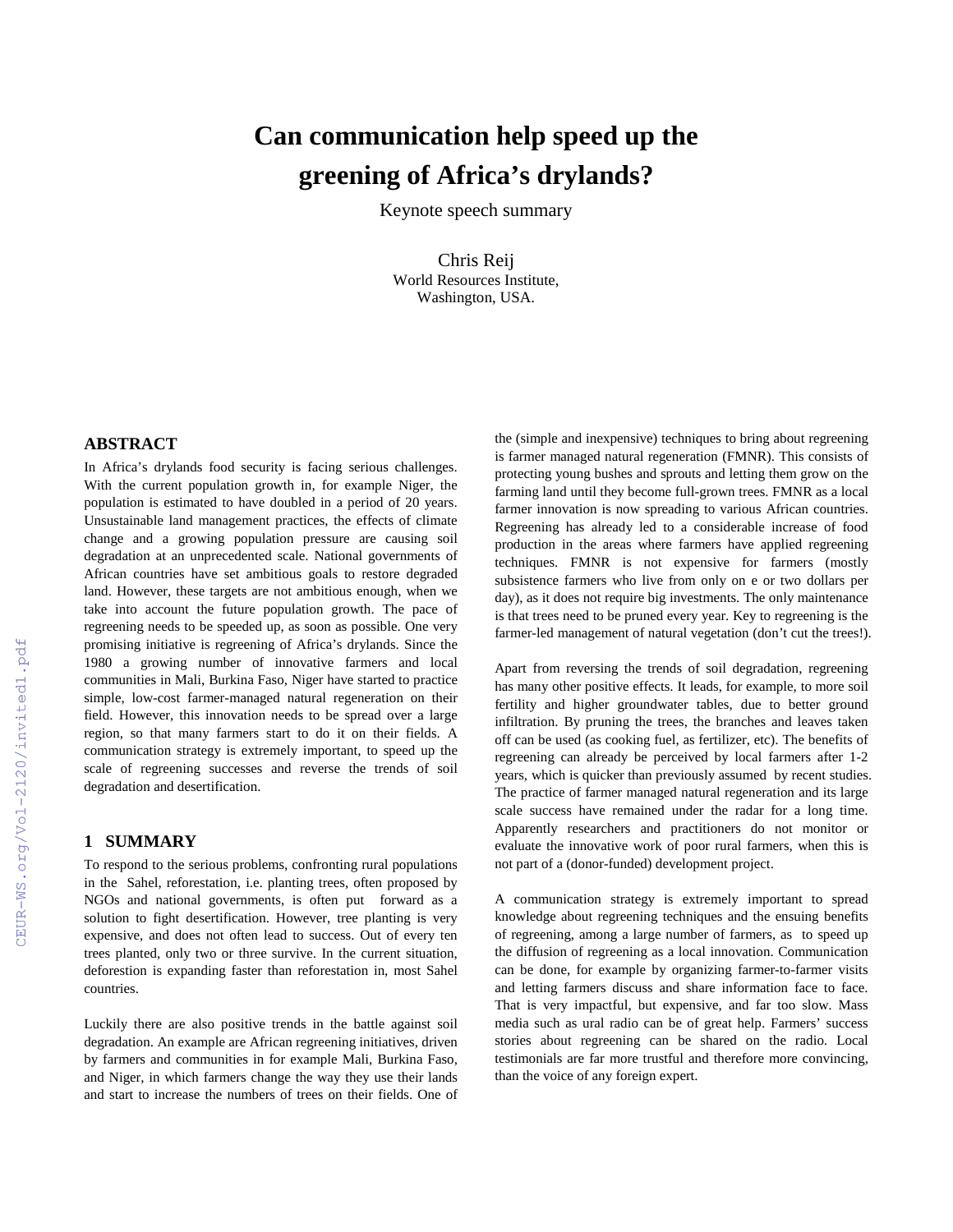# Can communication help speed up the greening of Africa's drylands?

Keynote speech summary

Chris Reij
World Resources Institute,
Washington, USA.

## ABSTRACT

In Africa's drylands food security is facing serious challenges. With the current population growth in, for example Niger, the population is estimated to have doubled in a period of 20 years. Unsustainable land management practices, the effects of climate change and a growing population pressure are causing soil degradation at an unprecedented scale. National governments of African countries have set ambitious goals to restore degraded land. However, these targets are not ambitious enough, when we take into account the future population growth. The pace of regreening needs to be speeded up, as soon as possible. One very promising initiative is regreening of Africa's drylands. Since the 1980 a growing number of innovative farmers and local communities in Mali, Burkina Faso, Niger have started to practice simple, low-cost farmer-managed natural regeneration on their field. However, this innovation needs to be spread over a large region, so that many farmers start to do it on their fields. A communication strategy is extremely important, to speed up the scale of regreening successes and reverse the trends of soil degradation and desertification.

## 1 SUMMARY

To respond to the serious problems, confronting rural populations in the Sahel, reforestation, i.e. planting trees, often proposed by NGOs and national governments, is often put forward as a solution to fight desertification. However, tree planting is very expensive, and does not often lead to success. Out of every ten trees planted, only two or three survive. In the current situation, deforestion is expanding faster than reforestation in, most Sahel countries.

Luckily there are also positive trends in the battle against soil degradation. An example are African regreening initiatives, driven by farmers and communities in for example Mali, Burkina Faso, and Niger, in which farmers change the way they use their lands and start to increase the numbers of trees on their fields. One of the (simple and inexpensive) techniques to bring about regreening is farmer managed natural regeneration (FMNR). This consists of protecting young bushes and sprouts and letting them grow on the farming land until they become full-grown trees. FMNR as a local farmer innovation is now spreading to various African countries. Regreening has already led to a considerable increase of food production in the areas where farmers have applied regreening techniques. FMNR is not expensive for farmers (mostly subsistence farmers who live from only on e or two dollars per day), as it does not require big investments. The only maintenance is that trees need to be pruned every year. Key to regreening is the farmer-led management of natural vegetation (don't cut the trees!).

Apart from reversing the trends of soil degradation, regreening has many other positive effects. It leads, for example, to more soil fertility and higher groundwater tables, due to better ground infiltration. By pruning the trees, the branches and leaves taken off can be used (as cooking fuel, as fertilizer, etc). The benefits of regreening can already be perceived by local farmers after 1-2 years, which is quicker than previously assumed by recent studies. The practice of farmer managed natural regeneration and its large scale success have remained under the radar for a long time. Apparently researchers and practitioners do not monitor or evaluate the innovative work of poor rural farmers, when this is not part of a (donor-funded) development project.

A communication strategy is extremely important to spread knowledge about regreening techniques and the ensuing benefits of regreening, among a large number of farmers, as to speed up the diffusion of regreening as a local innovation. Communication can be done, for example by organizing farmer-to-farmer visits and letting farmers discuss and share information face to face. That is very impactful, but expensive, and far too slow. Mass media such as ural radio can be of great help. Farmers' success stories about regreening can be shared on the radio. Local testimonials are far more trustful and therefore more convincing, than the voice of any foreign expert.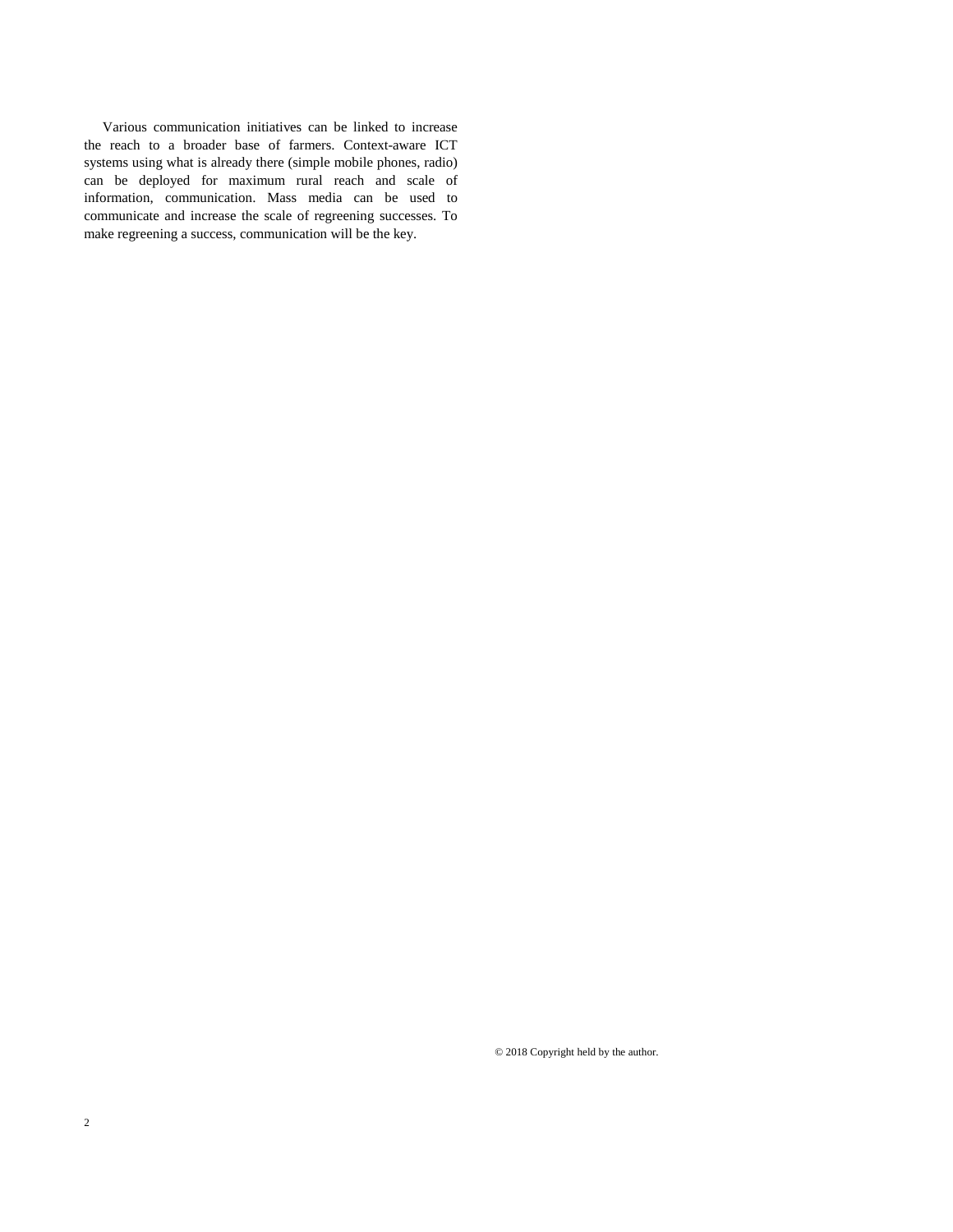Various communication initiatives can be linked to increase the reach to a broader base of farmers. Context-aware ICT systems using what is already there (simple mobile phones, radio) can be deployed for maximum rural reach and scale of information, communication. Mass media can be used to communicate and increase the scale of regreening successes. To make regreening a success, communication will be the key.

© 2018 Copyright held by the author.